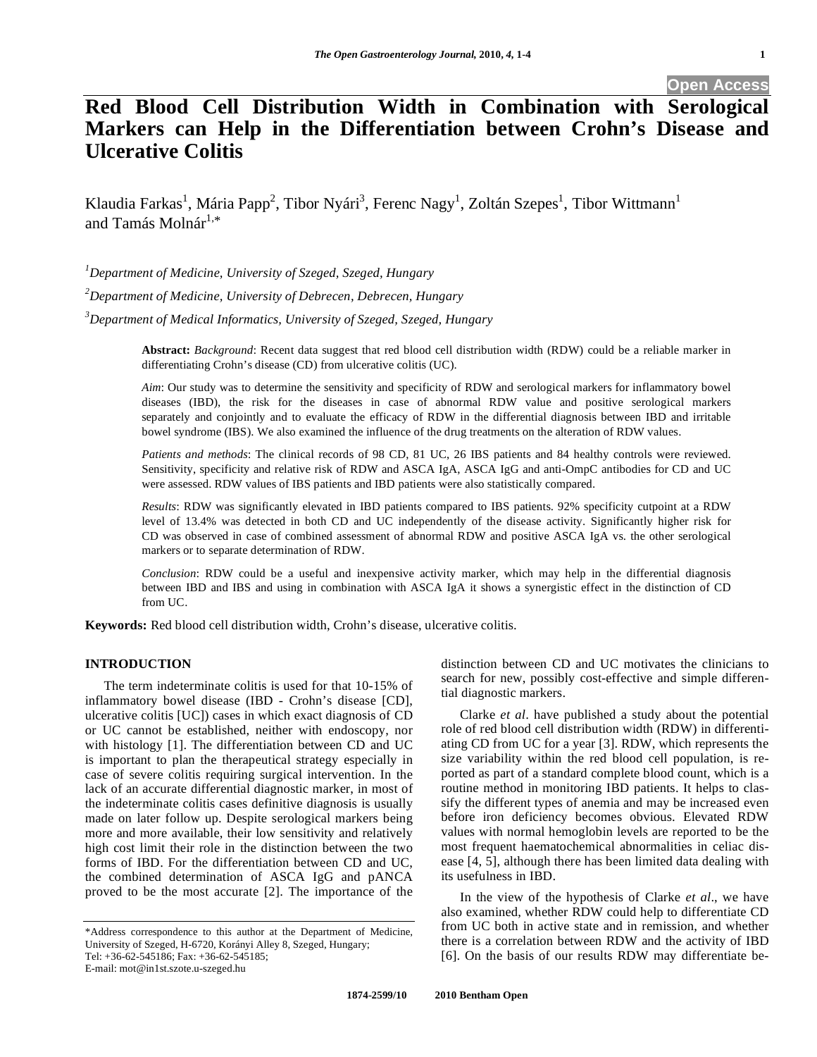Open Access

# Red Blood Cell Distribution Width in Combination with Serological Markers can Help in the Differentiation between Crohn's Disease and Ulcerative Colitis

Klaudia Farkas[1], Mária Papp[2], Tibor Nyári[3], Ferenc Nagy[1], Zoltán Szepes[1], Tibor Wittmann[1] and Tamás Molnár[1,*]

[1]*Department of Medicine, University of Szeged, Szeged, Hungary*

[2]*Department of Medicine, University of Debrecen, Debrecen, Hungary*

[3]*Department of Medical Informatics, University of Szeged, Szeged, Hungary*

**Abstract:** *Background*: Recent data suggest that red blood cell distribution width (RDW) could be a reliable marker in differentiating Crohn's disease (CD) from ulcerative colitis (UC).

*Aim*: Our study was to determine the sensitivity and specificity of RDW and serological markers for inflammatory bowel diseases (IBD), the risk for the diseases in case of abnormal RDW value and positive serological markers separately and conjointly and to evaluate the efficacy of RDW in the differential diagnosis between IBD and irritable bowel syndrome (IBS). We also examined the influence of the drug treatments on the alteration of RDW values.

*Patients and methods*: The clinical records of 98 CD, 81 UC, 26 IBS patients and 84 healthy controls were reviewed. Sensitivity, specificity and relative risk of RDW and ASCA IgA, ASCA IgG and anti-OmpC antibodies for CD and UC were assessed. RDW values of IBS patients and IBD patients were also statistically compared.

*Results*: RDW was significantly elevated in IBD patients compared to IBS patients. 92% specificity cutpoint at a RDW level of 13.4% was detected in both CD and UC independently of the disease activity. Significantly higher risk for CD was observed in case of combined assessment of abnormal RDW and positive ASCA IgA vs. the other serological markers or to separate determination of RDW.

*Conclusion*: RDW could be a useful and inexpensive activity marker, which may help in the differential diagnosis between IBD and IBS and using in combination with ASCA IgA it shows a synergistic effect in the distinction of CD from UC.

**Keywords:** Red blood cell distribution width, Crohn's disease, ulcerative colitis.

## INTRODUCTION

The term indeterminate colitis is used for that 10-15% of inflammatory bowel disease (IBD - Crohn's disease [CD], ulcerative colitis [UC]) cases in which exact diagnosis of CD or UC cannot be established, neither with endoscopy, nor with histology [1]. The differentiation between CD and UC is important to plan the therapeutical strategy especially in case of severe colitis requiring surgical intervention. In the lack of an accurate differential diagnostic marker, in most of the indeterminate colitis cases definitive diagnosis is usually made on later follow up. Despite serological markers being more and more available, their low sensitivity and relatively high cost limit their role in the distinction between the two forms of IBD. For the differentiation between CD and UC, the combined determination of ASCA IgG and pANCA proved to be the most accurate [2]. The importance of the distinction between CD and UC motivates the clinicians to search for new, possibly cost-effective and simple differential diagnostic markers.

Clarke *et al*. have published a study about the potential role of red blood cell distribution width (RDW) in differentiating CD from UC for a year [3]. RDW, which represents the size variability within the red blood cell population, is reported as part of a standard complete blood count, which is a routine method in monitoring IBD patients. It helps to classify the different types of anemia and may be increased even before iron deficiency becomes obvious. Elevated RDW values with normal hemoglobin levels are reported to be the most frequent haematochemical abnormalities in celiac disease [4, 5], although there has been limited data dealing with its usefulness in IBD.

In the view of the hypothesis of Clarke *et al*., we have also examined, whether RDW could help to differentiate CD from UC both in active state and in remission, and whether there is a correlation between RDW and the activity of IBD [6]. On the basis of our results RDW may differentiate be-

---

*Address correspondence to this author at the Department of Medicine, University of Szeged, H-6720, Korányi Alley 8, Szeged, Hungary; Tel: +36-62-545186; Fax: +36-62-545185; E-mail: mot@in1st.szote.u-szeged.hu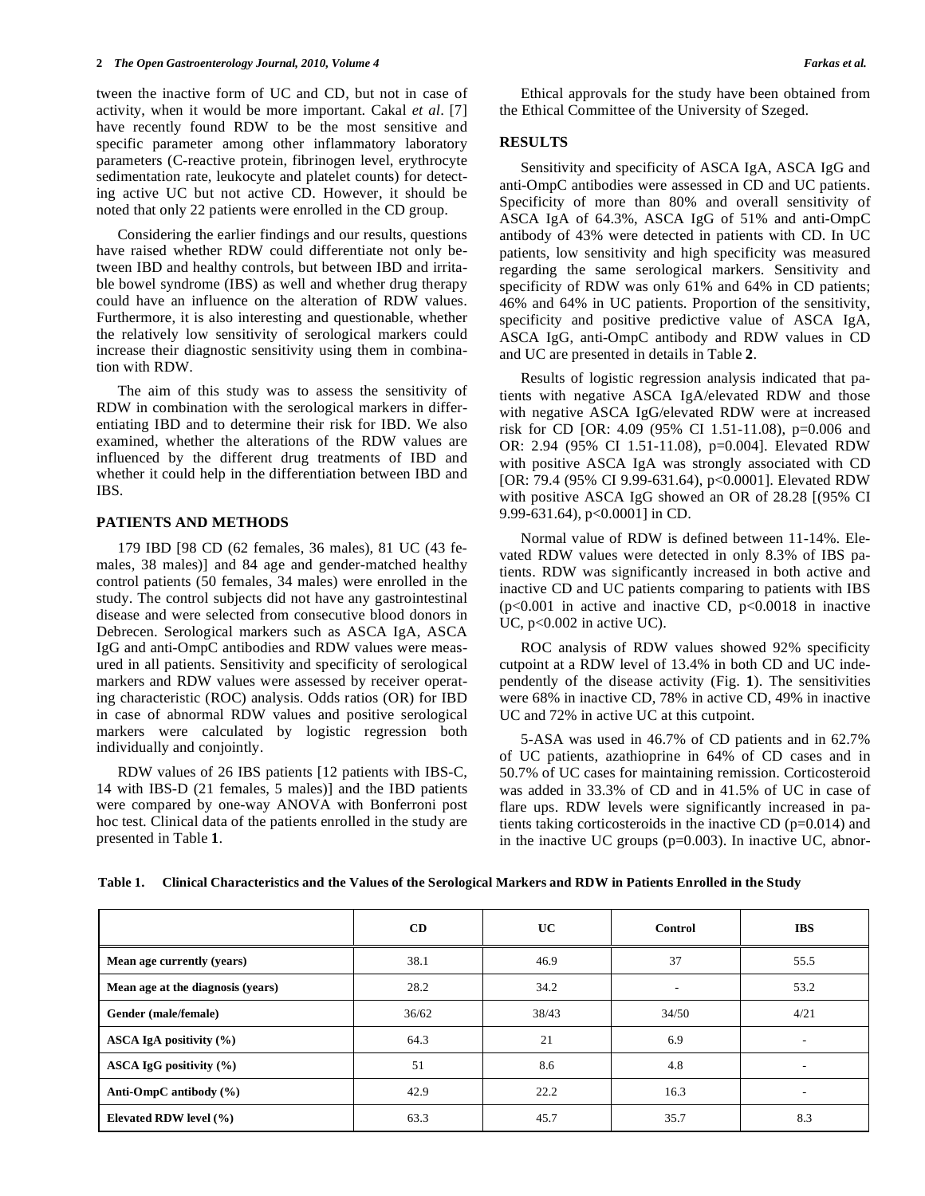tween the inactive form of UC and CD, but not in case of activity, when it would be more important. Cakal *et al*. [7] have recently found RDW to be the most sensitive and specific parameter among other inflammatory laboratory parameters (C-reactive protein, fibrinogen level, erythrocyte sedimentation rate, leukocyte and platelet counts) for detecting active UC but not active CD. However, it should be noted that only 22 patients were enrolled in the CD group.

Considering the earlier findings and our results, questions have raised whether RDW could differentiate not only between IBD and healthy controls, but between IBD and irritable bowel syndrome (IBS) as well and whether drug therapy could have an influence on the alteration of RDW values. Furthermore, it is also interesting and questionable, whether the relatively low sensitivity of serological markers could increase their diagnostic sensitivity using them in combination with RDW.

The aim of this study was to assess the sensitivity of RDW in combination with the serological markers in differentiating IBD and to determine their risk for IBD. We also examined, whether the alterations of the RDW values are influenced by the different drug treatments of IBD and whether it could help in the differentiation between IBD and IBS.

## PATIENTS AND METHODS

179 IBD [98 CD (62 females, 36 males), 81 UC (43 females, 38 males)] and 84 age and gender-matched healthy control patients (50 females, 34 males) were enrolled in the study. The control subjects did not have any gastrointestinal disease and were selected from consecutive blood donors in Debrecen. Serological markers such as ASCA IgA, ASCA IgG and anti-OmpC antibodies and RDW values were measured in all patients. Sensitivity and specificity of serological markers and RDW values were assessed by receiver operating characteristic (ROC) analysis. Odds ratios (OR) for IBD in case of abnormal RDW values and positive serological markers were calculated by logistic regression both individually and conjointly.

RDW values of 26 IBS patients [12 patients with IBS-C, 14 with IBS-D (21 females, 5 males)] and the IBD patients were compared by one-way ANOVA with Bonferroni post hoc test. Clinical data of the patients enrolled in the study are presented in Table **1**.

Ethical approvals for the study have been obtained from the Ethical Committee of the University of Szeged.

## RESULTS

Sensitivity and specificity of ASCA IgA, ASCA IgG and anti-OmpC antibodies were assessed in CD and UC patients. Specificity of more than 80% and overall sensitivity of ASCA IgA of 64.3%, ASCA IgG of 51% and anti-OmpC antibody of 43% were detected in patients with CD. In UC patients, low sensitivity and high specificity was measured regarding the same serological markers. Sensitivity and specificity of RDW was only 61% and 64% in CD patients; 46% and 64% in UC patients. Proportion of the sensitivity, specificity and positive predictive value of ASCA IgA, ASCA IgG, anti-OmpC antibody and RDW values in CD and UC are presented in details in Table **2**.

Results of logistic regression analysis indicated that patients with negative ASCA IgA/elevated RDW and those with negative ASCA IgG/elevated RDW were at increased risk for CD [OR: 4.09 (95% CI 1.51-11.08), p=0.006 and OR: 2.94 (95% CI 1.51-11.08), p=0.004]. Elevated RDW with positive ASCA IgA was strongly associated with CD [OR: 79.4 (95% CI 9.99-631.64), p<0.0001]. Elevated RDW with positive ASCA IgG showed an OR of 28.28 [(95% CI 9.99-631.64), p<0.0001] in CD.

Normal value of RDW is defined between 11-14%. Elevated RDW values were detected in only 8.3% of IBS patients. RDW was significantly increased in both active and inactive CD and UC patients comparing to patients with IBS (p<0.001 in active and inactive CD, p<0.0018 in inactive UC, p<0.002 in active UC).

ROC analysis of RDW values showed 92% specificity cutpoint at a RDW level of 13.4% in both CD and UC independently of the disease activity (Fig. **1**). The sensitivities were 68% in inactive CD, 78% in active CD, 49% in inactive UC and 72% in active UC at this cutpoint.

5-ASA was used in 46.7% of CD patients and in 62.7% of UC patients, azathioprine in 64% of CD cases and in 50.7% of UC cases for maintaining remission. Corticosteroid was added in 33.3% of CD and in 41.5% of UC in case of flare ups. RDW levels were significantly increased in patients taking corticosteroids in the inactive CD (p=0.014) and in the inactive UC groups (p=0.003). In inactive UC, abnor-

**Table 1. Clinical Characteristics and the Values of the Serological Markers and RDW in Patients Enrolled in the Study**

| | CD | UC | Control | IBS |
|---|---|---|---|---|
| **Mean age currently (years)** | 38.1 | 46.9 | 37 | 55.5 |
| **Mean age at the diagnosis (years)** | 28.2 | 34.2 | - | 53.2 |
| **Gender (male/female)** | 36/62 | 38/43 | 34/50 | 4/21 |
| **ASCA IgA positivity (%)** | 64.3 | 21 | 6.9 | - |
| **ASCA IgG positivity (%)** | 51 | 8.6 | 4.8 | - |
| **Anti-OmpC antibody (%)** | 42.9 | 22.2 | 16.3 | - |
| **Elevated RDW level (%)** | 63.3 | 45.7 | 35.7 | 8.3 |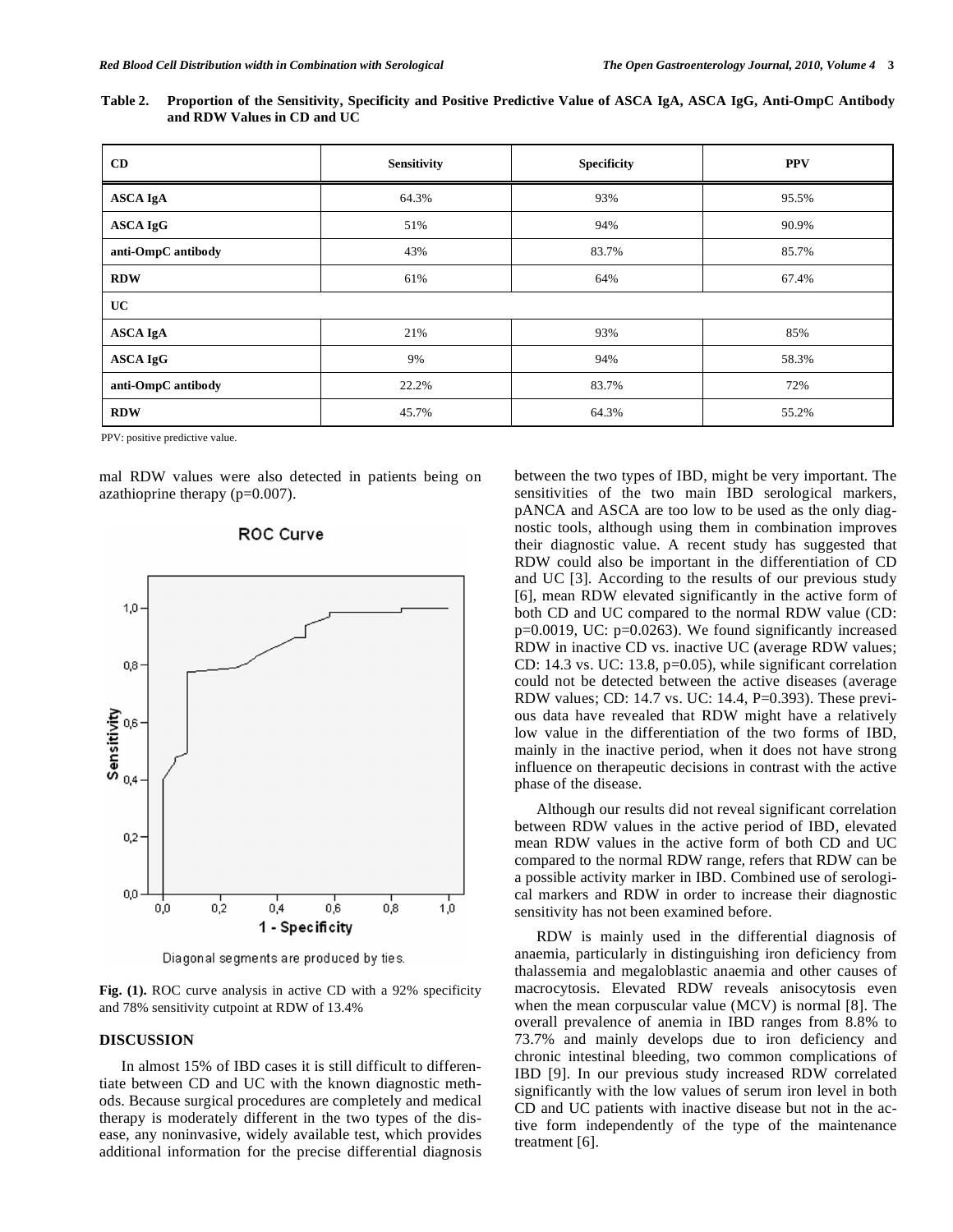**Table 2. Proportion of the Sensitivity, Specificity and Positive Predictive Value of ASCA IgA, ASCA IgG, Anti-OmpC Antibody and RDW Values in CD and UC**

| CD | Sensitivity | Specificity | PPV |
|---|---|---|---|
| **ASCA IgA** | 64.3% | 93% | 95.5% |
| **ASCA IgG** | 51% | 94% | 90.9% |
| **anti-OmpC antibody** | 43% | 83.7% | 85.7% |
| **RDW** | 61% | 64% | 67.4% |
| **UC** | | | |
| **ASCA IgA** | 21% | 93% | 85% |
| **ASCA IgG** | 9% | 94% | 58.3% |
| **anti-OmpC antibody** | 22.2% | 83.7% | 72% |
| **RDW** | 45.7% | 64.3% | 55.2% |

PPV: positive predictive value.

mal RDW values were also detected in patients being on azathioprine therapy (p=0.007).

**Fig. (1).** ROC curve analysis in active CD with a 92% specificity and 78% sensitivity cutpoint at RDW of 13.4%

## DISCUSSION

In almost 15% of IBD cases it is still difficult to differentiate between CD and UC with the known diagnostic methods. Because surgical procedures are completely and medical therapy is moderately different in the two types of the disease, any noninvasive, widely available test, which provides additional information for the precise differential diagnosis between the two types of IBD, might be very important. The sensitivities of the two main IBD serological markers, pANCA and ASCA are too low to be used as the only diagnostic tools, although using them in combination improves their diagnostic value. A recent study has suggested that RDW could also be important in the differentiation of CD and UC [3]. According to the results of our previous study [6], mean RDW elevated significantly in the active form of both CD and UC compared to the normal RDW value (CD: p=0.0019, UC: p=0.0263). We found significantly increased RDW in inactive CD vs. inactive UC (average RDW values; CD: 14.3 vs. UC: 13.8, p=0.05), while significant correlation could not be detected between the active diseases (average RDW values; CD: 14.7 vs. UC: 14.4, P=0.393). These previous data have revealed that RDW might have a relatively low value in the differentiation of the two forms of IBD, mainly in the inactive period, when it does not have strong influence on therapeutic decisions in contrast with the active phase of the disease.

Although our results did not reveal significant correlation between RDW values in the active period of IBD, elevated mean RDW values in the active form of both CD and UC compared to the normal RDW range, refers that RDW can be a possible activity marker in IBD. Combined use of serological markers and RDW in order to increase their diagnostic sensitivity has not been examined before.

RDW is mainly used in the differential diagnosis of anaemia, particularly in distinguishing iron deficiency from thalassemia and megaloblastic anaemia and other causes of macrocytosis. Elevated RDW reveals anisocytosis even when the mean corpuscular value (MCV) is normal [8]. The overall prevalence of anemia in IBD ranges from 8.8% to 73.7% and mainly develops due to iron deficiency and chronic intestinal bleeding, two common complications of IBD [9]. In our previous study increased RDW correlated significantly with the low values of serum iron level in both CD and UC patients with inactive disease but not in the active form independently of the type of the maintenance treatment [6].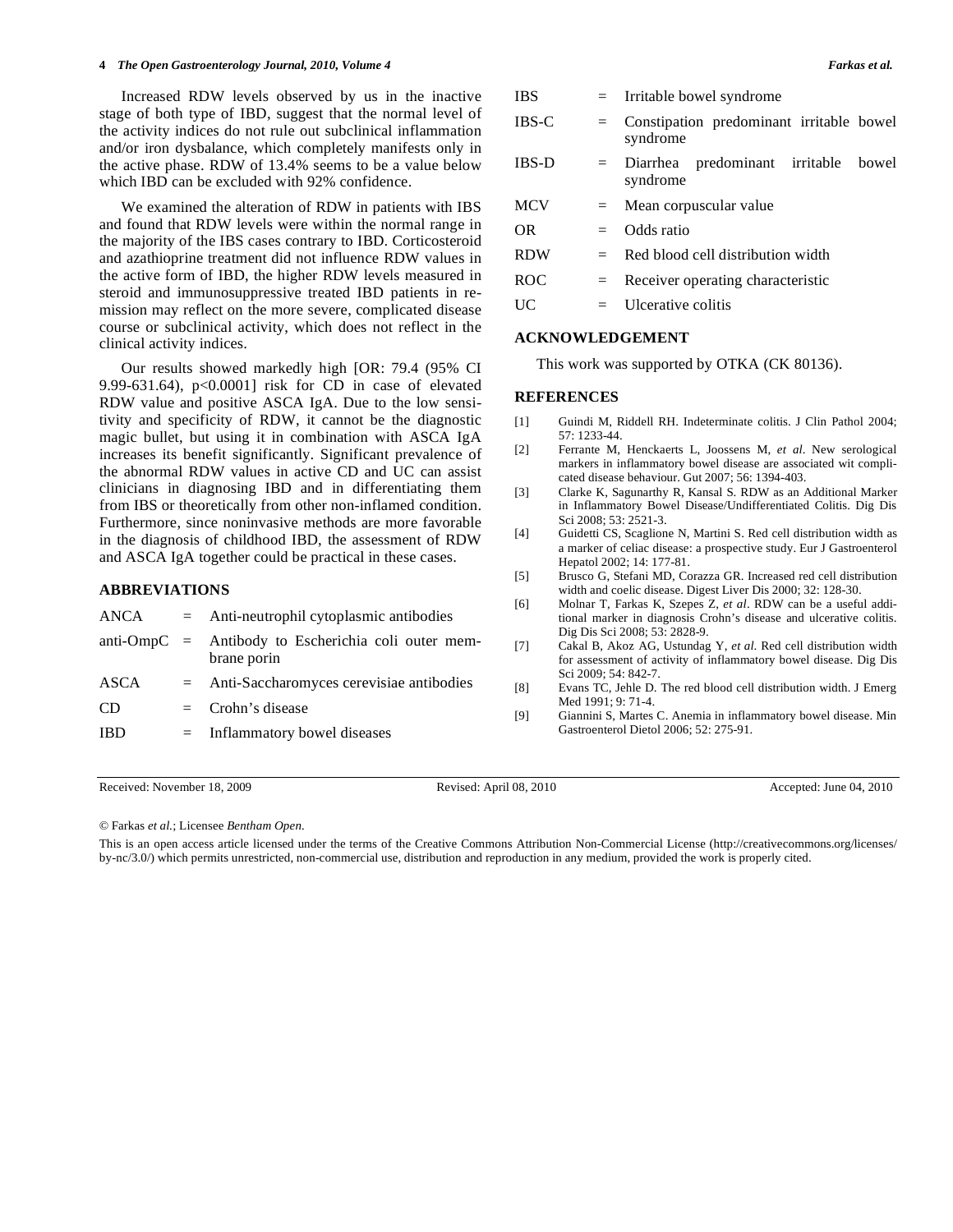Increased RDW levels observed by us in the inactive stage of both type of IBD, suggest that the normal level of the activity indices do not rule out subclinical inflammation and/or iron dysbalance, which completely manifests only in the active phase. RDW of 13.4% seems to be a value below which IBD can be excluded with 92% confidence.

We examined the alteration of RDW in patients with IBS and found that RDW levels were within the normal range in the majority of the IBS cases contrary to IBD. Corticosteroid and azathioprine treatment did not influence RDW values in the active form of IBD, the higher RDW levels measured in steroid and immunosuppressive treated IBD patients in remission may reflect on the more severe, complicated disease course or subclinical activity, which does not reflect in the clinical activity indices.

Our results showed markedly high [OR: 79.4 (95% CI 9.99-631.64), p<0.0001] risk for CD in case of elevated RDW value and positive ASCA IgA. Due to the low sensitivity and specificity of RDW, it cannot be the diagnostic magic bullet, but using it in combination with ASCA IgA increases its benefit significantly. Significant prevalence of the abnormal RDW values in active CD and UC can assist clinicians in diagnosing IBD and in differentiating them from IBS or theoretically from other non-inflamed condition. Furthermore, since noninvasive methods are more favorable in the diagnosis of childhood IBD, the assessment of RDW and ASCA IgA together could be practical in these cases.

## ABBREVIATIONS

| | | |
|---|---|---|
| ANCA | = | Anti-neutrophil cytoplasmic antibodies |
| anti-OmpC | = | Antibody to Escherichia coli outer membrane porin |
| ASCA | = | Anti-Saccharomyces cerevisiae antibodies |
| CD | = | Crohn's disease |
| IBD | = | Inflammatory bowel diseases |
| IBS | = | Irritable bowel syndrome |
| IBS-C | = | Constipation predominant irritable bowel syndrome |
| IBS-D | = | Diarrhea predominant irritable bowel syndrome |
| MCV | = | Mean corpuscular value |
| OR | = | Odds ratio |
| RDW | = | Red blood cell distribution width |
| ROC | = | Receiver operating characteristic |
| UC | = | Ulcerative colitis |

## ACKNOWLEDGEMENT

This work was supported by OTKA (CK 80136).

## REFERENCES

[1] Guindi M, Riddell RH. Indeterminate colitis. J Clin Pathol 2004; 57: 1233-44.

[2] Ferrante M, Henckaerts L, Joossens M, *et al*. New serological markers in inflammatory bowel disease are associated wit complicated disease behaviour. Gut 2007; 56: 1394-403.

[3] Clarke K, Sagunarthy R, Kansal S. RDW as an Additional Marker in Inflammatory Bowel Disease/Undifferentiated Colitis. Dig Dis Sci 2008; 53: 2521-3.

[4] Guidetti CS, Scaglione N, Martini S. Red cell distribution width as a marker of celiac disease: a prospective study. Eur J Gastroenterol Hepatol 2002; 14: 177-81.

[5] Brusco G, Stefani MD, Corazza GR. Increased red cell distribution width and coelic disease. Digest Liver Dis 2000; 32: 128-30.

[6] Molnar T, Farkas K, Szepes Z, *et al*. RDW can be a useful additional marker in diagnosis Crohn's disease and ulcerative colitis. Dig Dis Sci 2008; 53: 2828-9.

[7] Cakal B, Akoz AG, Ustundag Y, *et al*. Red cell distribution width for assessment of activity of inflammatory bowel disease. Dig Dis Sci 2009; 54: 842-7.

[8] Evans TC, Jehle D. The red blood cell distribution width. J Emerg Med 1991; 9: 71-4.

[9] Giannini S, Martes C. Anemia in inflammatory bowel disease. Min Gastroenterol Dietol 2006; 52: 275-91.

Received: November 18, 2009 Revised: April 08, 2010 Accepted: June 04, 2010

© Farkas *et al.*; Licensee *Bentham Open*.

This is an open access article licensed under the terms of the Creative Commons Attribution Non-Commercial License (http://creativecommons.org/licenses/by-nc/3.0/) which permits unrestricted, non-commercial use, distribution and reproduction in any medium, provided the work is properly cited.